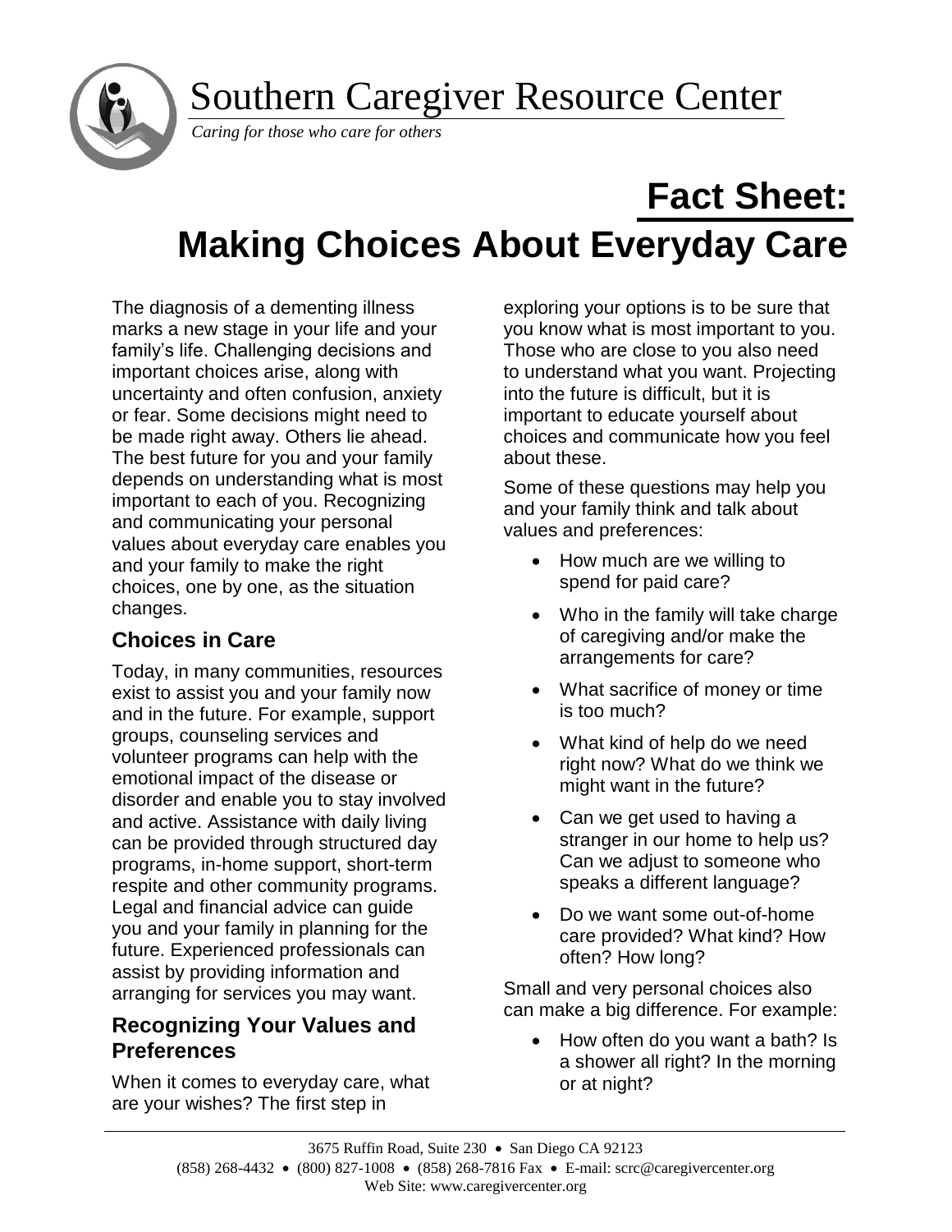# Southern Caregiver Resource Center

*Caring for those who care for others*

# Fact Sheet: Making Choices About Everyday Care

The diagnosis of a dementing illness marks a new stage in your life and your family's life. Challenging decisions and important choices arise, along with uncertainty and often confusion, anxiety or fear. Some decisions might need to be made right away. Others lie ahead. The best future for you and your family depends on understanding what is most important to each of you. Recognizing and communicating your personal values about everyday care enables you and your family to make the right choices, one by one, as the situation changes.

## Choices in Care

Today, in many communities, resources exist to assist you and your family now and in the future. For example, support groups, counseling services and volunteer programs can help with the emotional impact of the disease or disorder and enable you to stay involved and active. Assistance with daily living can be provided through structured day programs, in-home support, short-term respite and other community programs. Legal and financial advice can guide you and your family in planning for the future. Experienced professionals can assist by providing information and arranging for services you may want.

## Recognizing Your Values and Preferences

When it comes to everyday care, what are your wishes? The first step in exploring your options is to be sure that you know what is most important to you. Those who are close to you also need to understand what you want. Projecting into the future is difficult, but it is important to educate yourself about choices and communicate how you feel about these.

Some of these questions may help you and your family think and talk about values and preferences:

- How much are we willing to spend for paid care?
- Who in the family will take charge of caregiving and/or make the arrangements for care?
- What sacrifice of money or time is too much?
- What kind of help do we need right now? What do we think we might want in the future?
- Can we get used to having a stranger in our home to help us? Can we adjust to someone who speaks a different language?
- Do we want some out-of-home care provided? What kind? How often? How long?

Small and very personal choices also can make a big difference. For example:

- How often do you want a bath? Is a shower all right? In the morning or at night?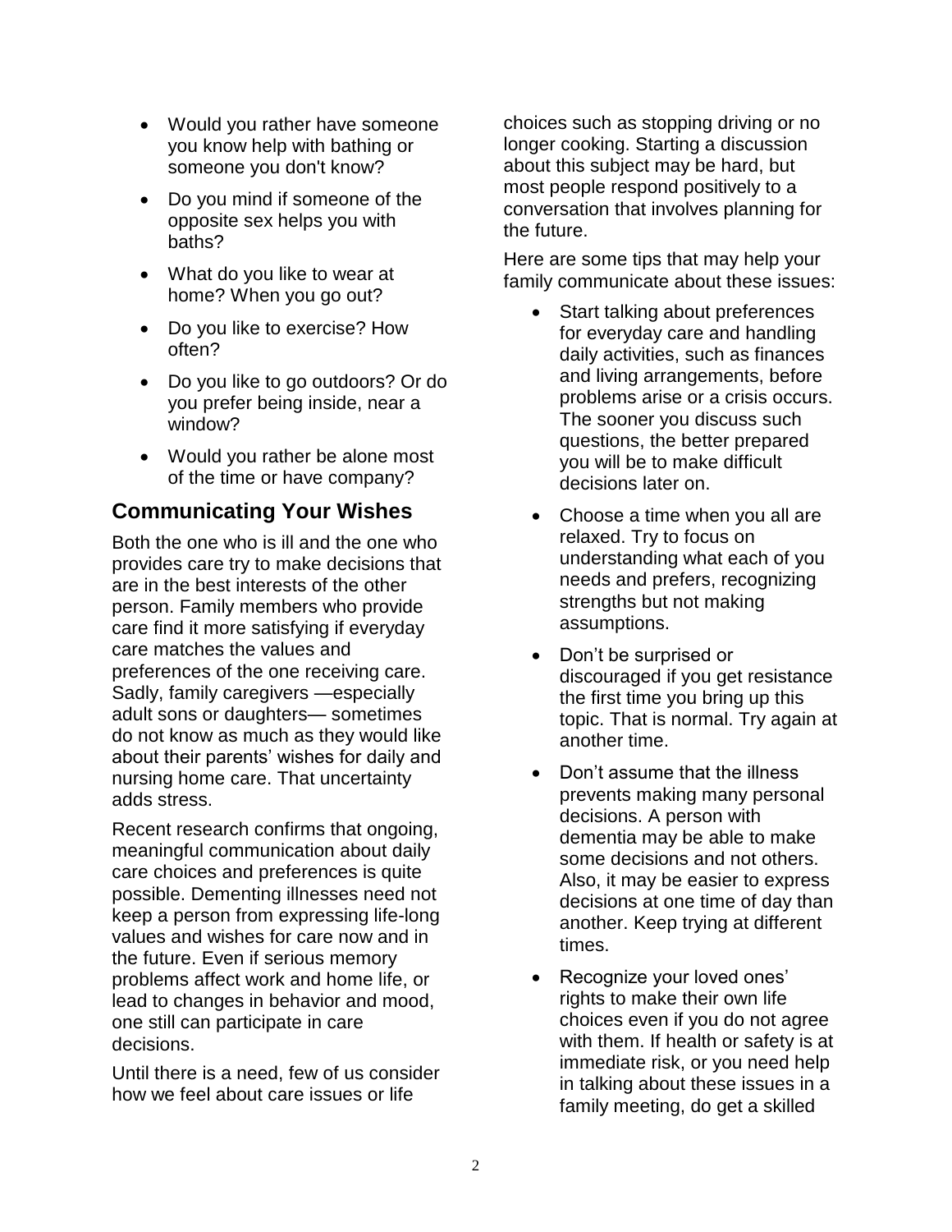- Would you rather have someone you know help with bathing or someone you don't know?
- Do you mind if someone of the opposite sex helps you with baths?
- What do you like to wear at home? When you go out?
- Do you like to exercise? How often?
- Do you like to go outdoors? Or do you prefer being inside, near a window?
- Would you rather be alone most of the time or have company?

## Communicating Your Wishes

Both the one who is ill and the one who provides care try to make decisions that are in the best interests of the other person. Family members who provide care find it more satisfying if everyday care matches the values and preferences of the one receiving care. Sadly, family caregivers —especially adult sons or daughters— sometimes do not know as much as they would like about their parents' wishes for daily and nursing home care. That uncertainty adds stress.

Recent research confirms that ongoing, meaningful communication about daily care choices and preferences is quite possible. Dementing illnesses need not keep a person from expressing life-long values and wishes for care now and in the future. Even if serious memory problems affect work and home life, or lead to changes in behavior and mood, one still can participate in care decisions.

Until there is a need, few of us consider how we feel about care issues or life choices such as stopping driving or no longer cooking. Starting a discussion about this subject may be hard, but most people respond positively to a conversation that involves planning for the future.

Here are some tips that may help your family communicate about these issues:

- Start talking about preferences for everyday care and handling daily activities, such as finances and living arrangements, before problems arise or a crisis occurs. The sooner you discuss such questions, the better prepared you will be to make difficult decisions later on.
- Choose a time when you all are relaxed. Try to focus on understanding what each of you needs and prefers, recognizing strengths but not making assumptions.
- Don't be surprised or discouraged if you get resistance the first time you bring up this topic. That is normal. Try again at another time.
- Don't assume that the illness prevents making many personal decisions. A person with dementia may be able to make some decisions and not others. Also, it may be easier to express decisions at one time of day than another. Keep trying at different times.
- Recognize your loved ones' rights to make their own life choices even if you do not agree with them. If health or safety is at immediate risk, or you need help in talking about these issues in a family meeting, do get a skilled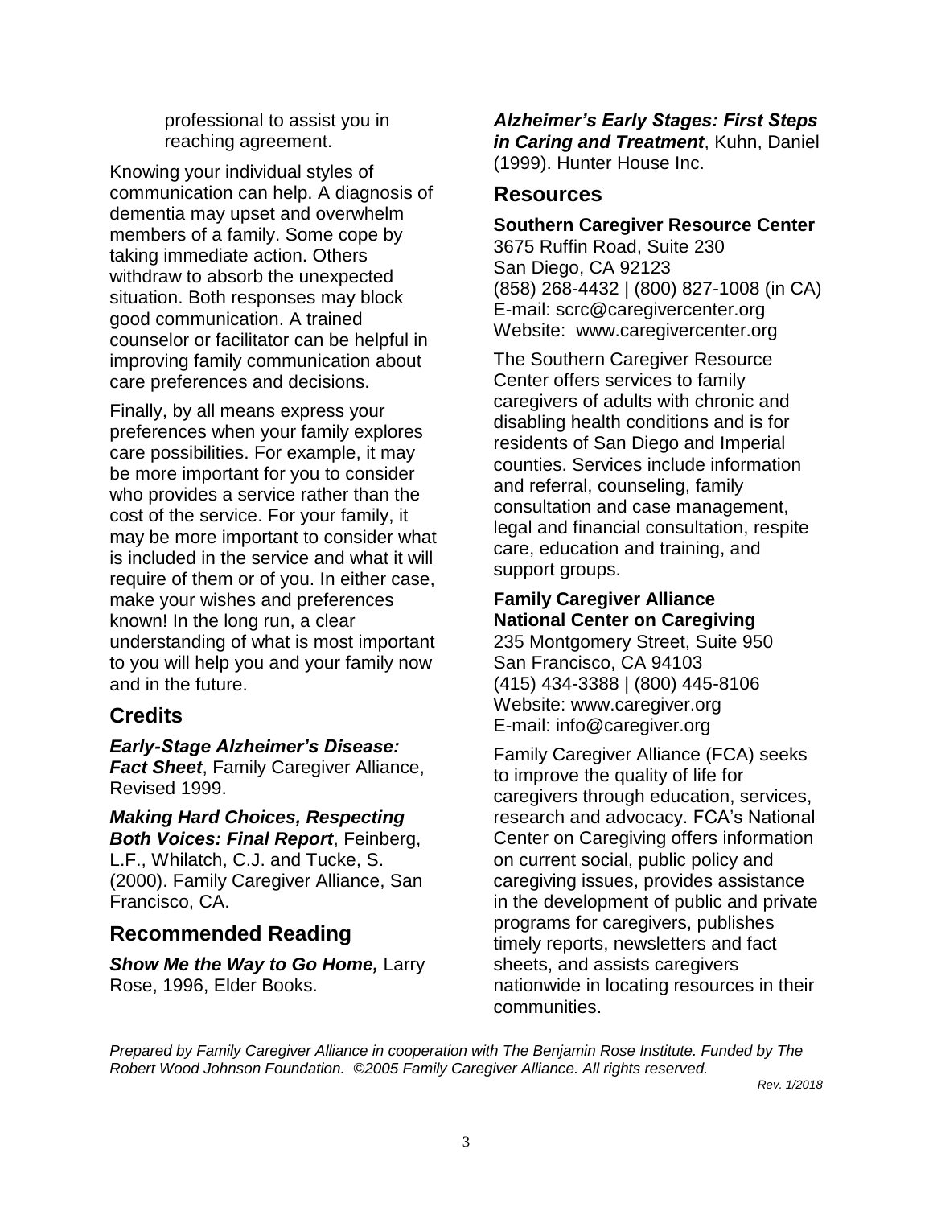professional to assist you in reaching agreement.

Knowing your individual styles of communication can help. A diagnosis of dementia may upset and overwhelm members of a family. Some cope by taking immediate action. Others withdraw to absorb the unexpected situation. Both responses may block good communication. A trained counselor or facilitator can be helpful in improving family communication about care preferences and decisions.

Finally, by all means express your preferences when your family explores care possibilities. For example, it may be more important for you to consider who provides a service rather than the cost of the service. For your family, it may be more important to consider what is included in the service and what it will require of them or of you. In either case, make your wishes and preferences known! In the long run, a clear understanding of what is most important to you will help you and your family now and in the future.

## Credits

***Early-Stage Alzheimer's Disease: Fact Sheet***, Family Caregiver Alliance, Revised 1999.

***Making Hard Choices, Respecting Both Voices: Final Report***, Feinberg, L.F., Whilatch, C.J. and Tucke, S. (2000). Family Caregiver Alliance, San Francisco, CA.

## Recommended Reading

***Show Me the Way to Go Home,*** Larry Rose, 1996, Elder Books.

***Alzheimer's Early Stages: First Steps in Caring and Treatment***, Kuhn, Daniel (1999). Hunter House Inc.

## Resources

**Southern Caregiver Resource Center**
3675 Ruffin Road, Suite 230
San Diego, CA 92123
(858) 268-4432 | (800) 827-1008 (in CA)
E-mail: scrc@caregivercenter.org
Website: www.caregivercenter.org

The Southern Caregiver Resource Center offers services to family caregivers of adults with chronic and disabling health conditions and is for residents of San Diego and Imperial counties. Services include information and referral, counseling, family consultation and case management, legal and financial consultation, respite care, education and training, and support groups.

**Family Caregiver Alliance**
**National Center on Caregiving**
235 Montgomery Street, Suite 950
San Francisco, CA 94103
(415) 434-3388 | (800) 445-8106
Website: www.caregiver.org
E-mail: info@caregiver.org

Family Caregiver Alliance (FCA) seeks to improve the quality of life for caregivers through education, services, research and advocacy. FCA's National Center on Caregiving offers information on current social, public policy and caregiving issues, provides assistance in the development of public and private programs for caregivers, publishes timely reports, newsletters and fact sheets, and assists caregivers nationwide in locating resources in their communities.

*Prepared by Family Caregiver Alliance in cooperation with The Benjamin Rose Institute. Funded by The Robert Wood Johnson Foundation. ©2005 Family Caregiver Alliance. All rights reserved.*

*Rev. 1/2018*